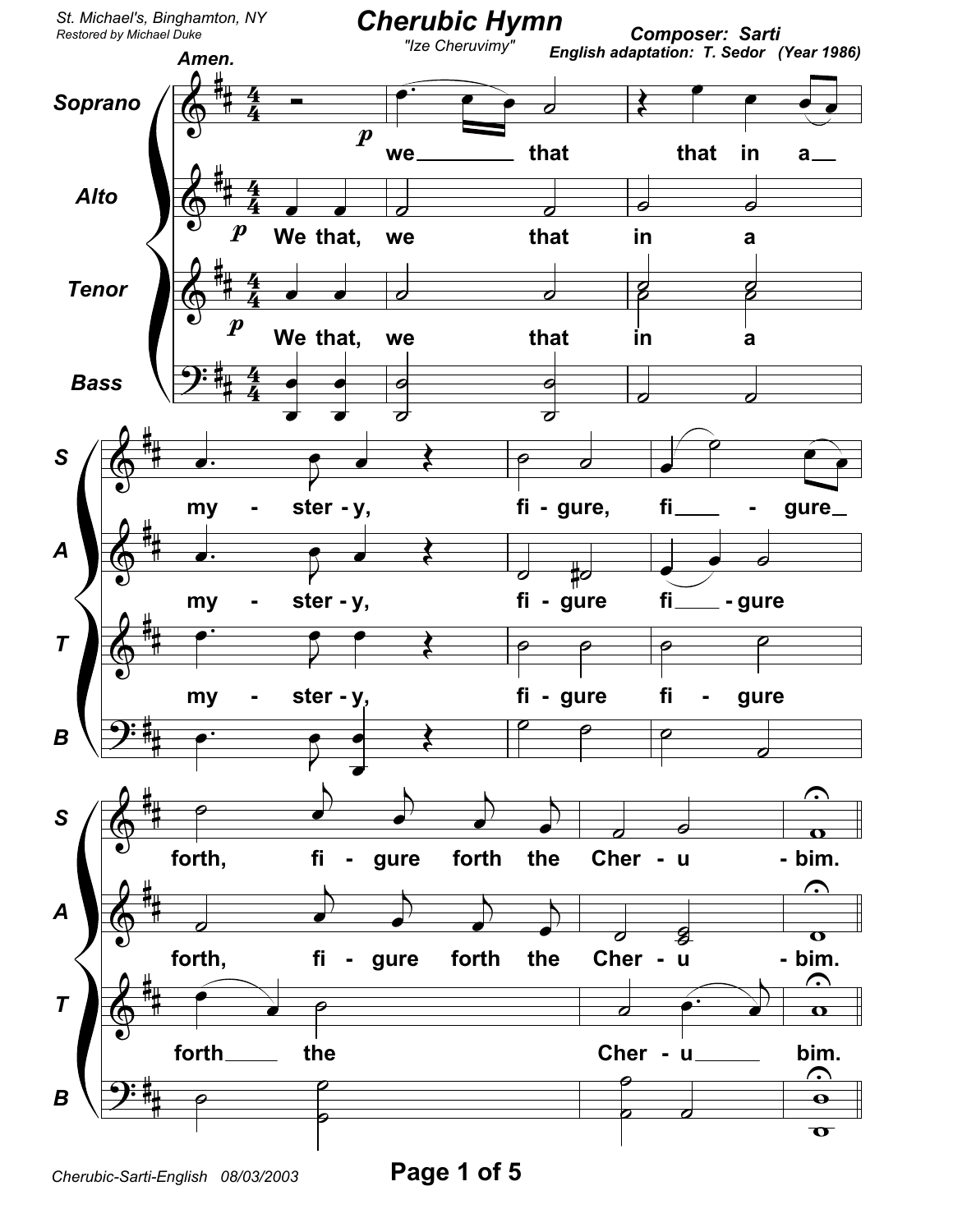St. Michael's, Binghamton, NY
Restored by Michael Duke

# Cherubic Hymn

"Ize Cheruvimy"

**Composer: Sarti**
**English adaptation: T. Sedor (Year 1986)**

Amen.

Soprano: we that that in a my - ster - y, fi - gure, fi - gure forth, fi - gure forth the Cher - u - bim.

Alto: We that, we that in a my - ster - y, fi - gure fi - gure forth, fi - gure forth the Cher - u - bim.

Tenor: We that, we that in a my - ster - y, fi - gure fi - gure forth the Cher - u bim.

Bass

Cherubic-Sarti-English 08/03/2003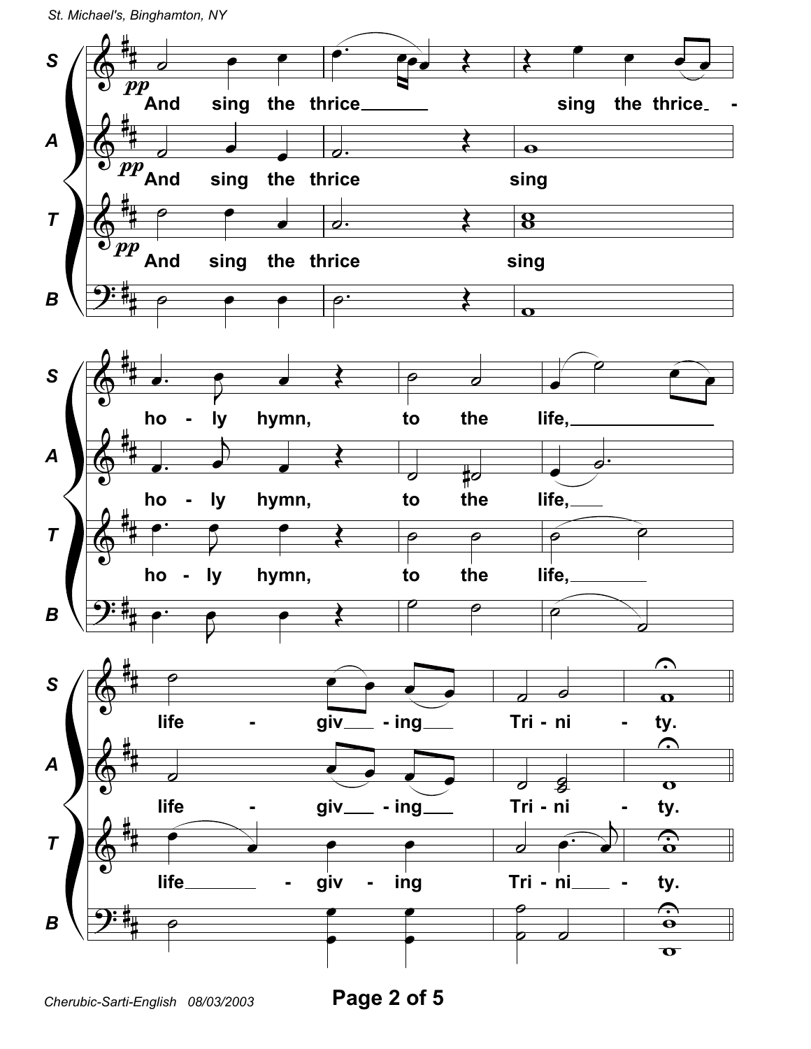St. Michael's, Binghamton, NY

S: And sing the thrice ___ sing the thrice - ho - ly hymn, to the life, ___ life - giv ___ - ing ___ Tri - ni - ty.

A: And sing the thrice sing ho - ly hymn, to the life, ___ life - giv ___ - ing ___ Tri - ni - ty.

T: And sing the thrice sing ho - ly hymn, to the life, ___ life ___ - giv - ing Tri - ni ___ - ty.

B

Cherubic-Sarti-English 08/03/2003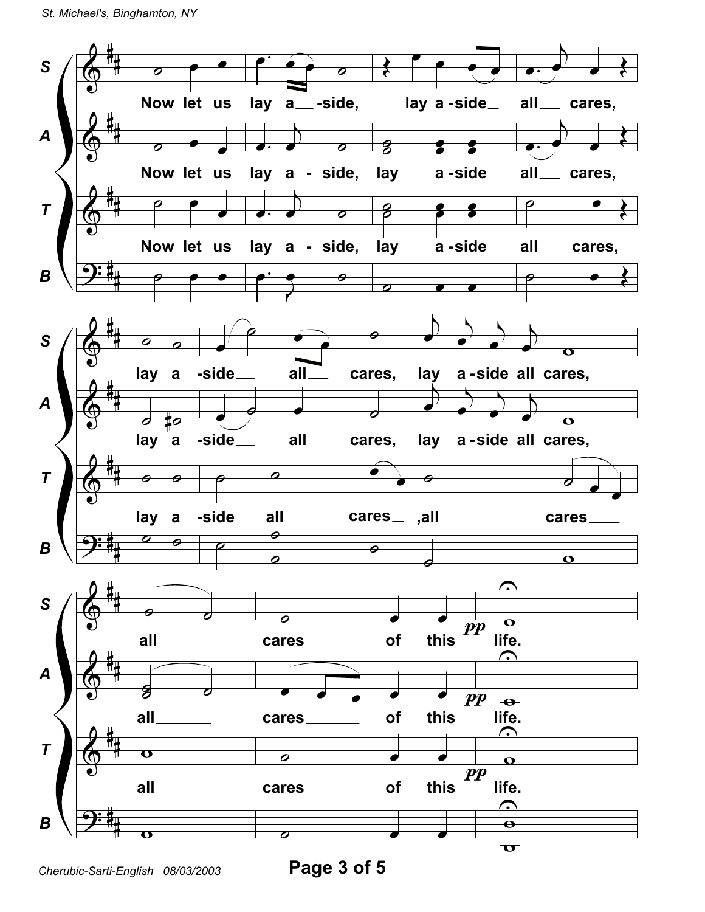**S:** Now let us lay a-side, lay a-side all cares,

**A:** Now let us lay a-side, lay a-side all cares,

**T:** Now let us lay a-side, lay a-side all cares,

**B**

**S:** lay a-side all cares, lay a-side all cares,

**A:** lay a-side all cares, lay a-side all cares,

**T:** lay a-side all cares, all cares

**B**

**S:** all cares of this *pp* life.

**A:** all cares of this *pp* life.

**T:** all cares of this *pp* life.

**B**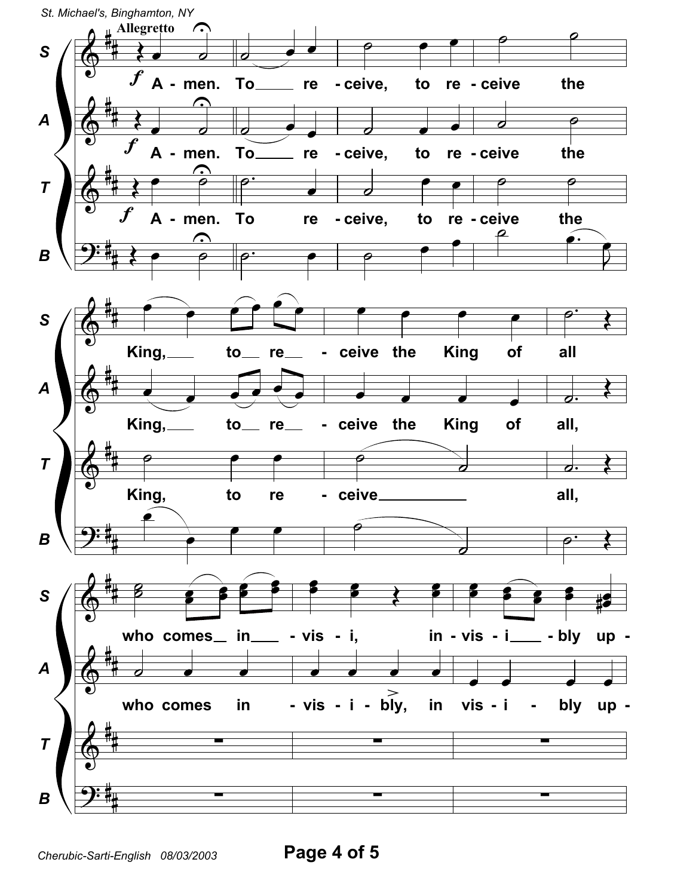**Allegretto**

S: *f* A - men. To ___ re - ceive, to re - ceive the King, ___ to __ re __ - ceive the King of all who comes __ in ___ - vis - i, in - vis - i ___ - bly up -

A: *f* A - men. To ___ re - ceive, to re - ceive the King, ___ to __ re __ - ceive the King of all, who comes in - vis - i - bly, in vis - i - bly up -

T: *f* A - men. To re - ceive, to re - ceive the King, to re - ceive __________ all,

B: A - men. To re - ceive, to re - ceive the King, to re - ceive all,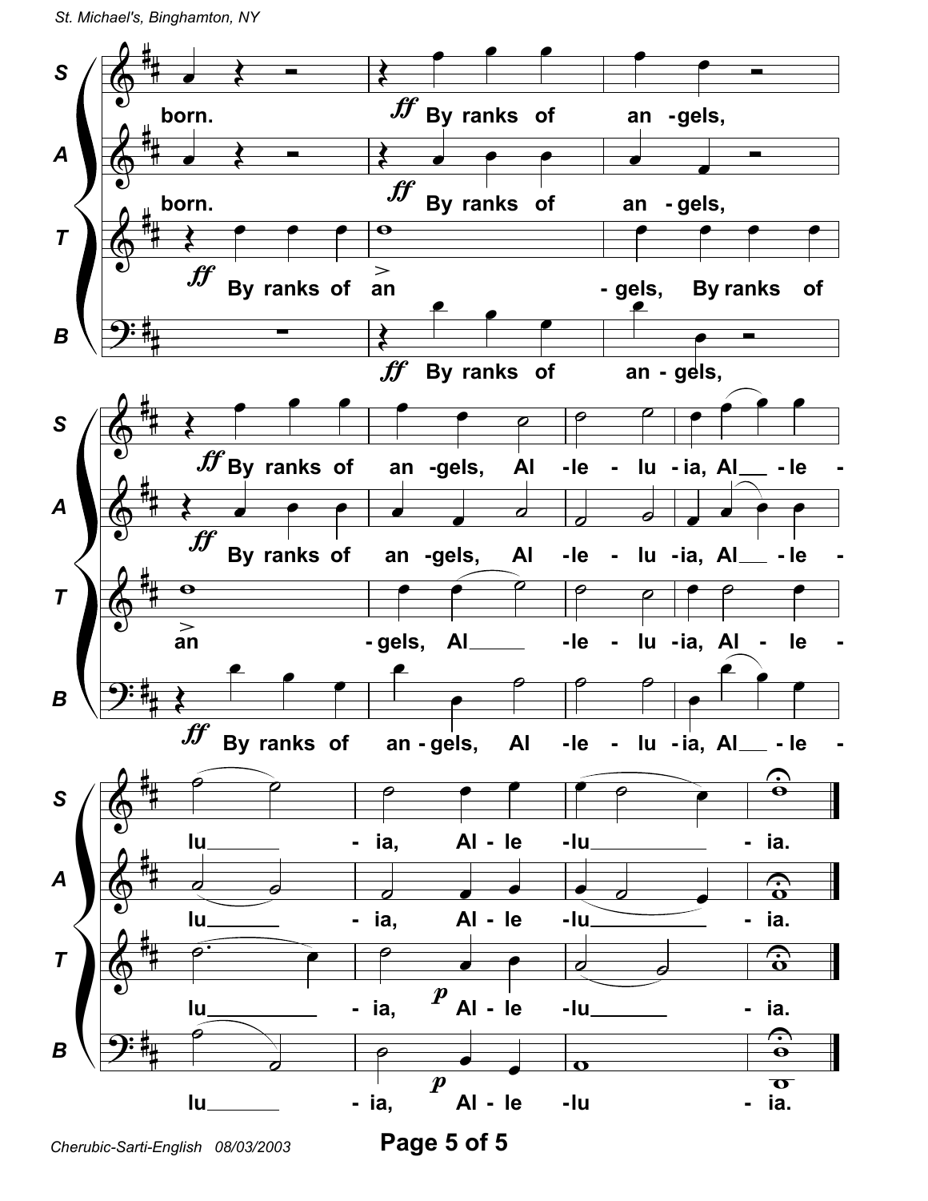**S**

born. *ff* By ranks of an - gels, *ff* By ranks of an - gels, Al - le - lu - ia, Al - le - lu - ia, Al - le - lu - ia.

**A**

born. *ff* By ranks of an - gels, *ff* By ranks of an - gels, Al - le - lu - ia, Al - le - lu - ia, Al - le - lu - ia.

**T**

*ff* By ranks of an - gels, By ranks of an - gels, Al - le - lu - ia, Al - le - lu - ia, *p* Al - le - lu - ia.

**B**

*ff* By ranks of an - gels, *ff* By ranks of an - gels, Al - le - lu - ia, Al - le - lu - ia, *p* Al - le - lu - ia.